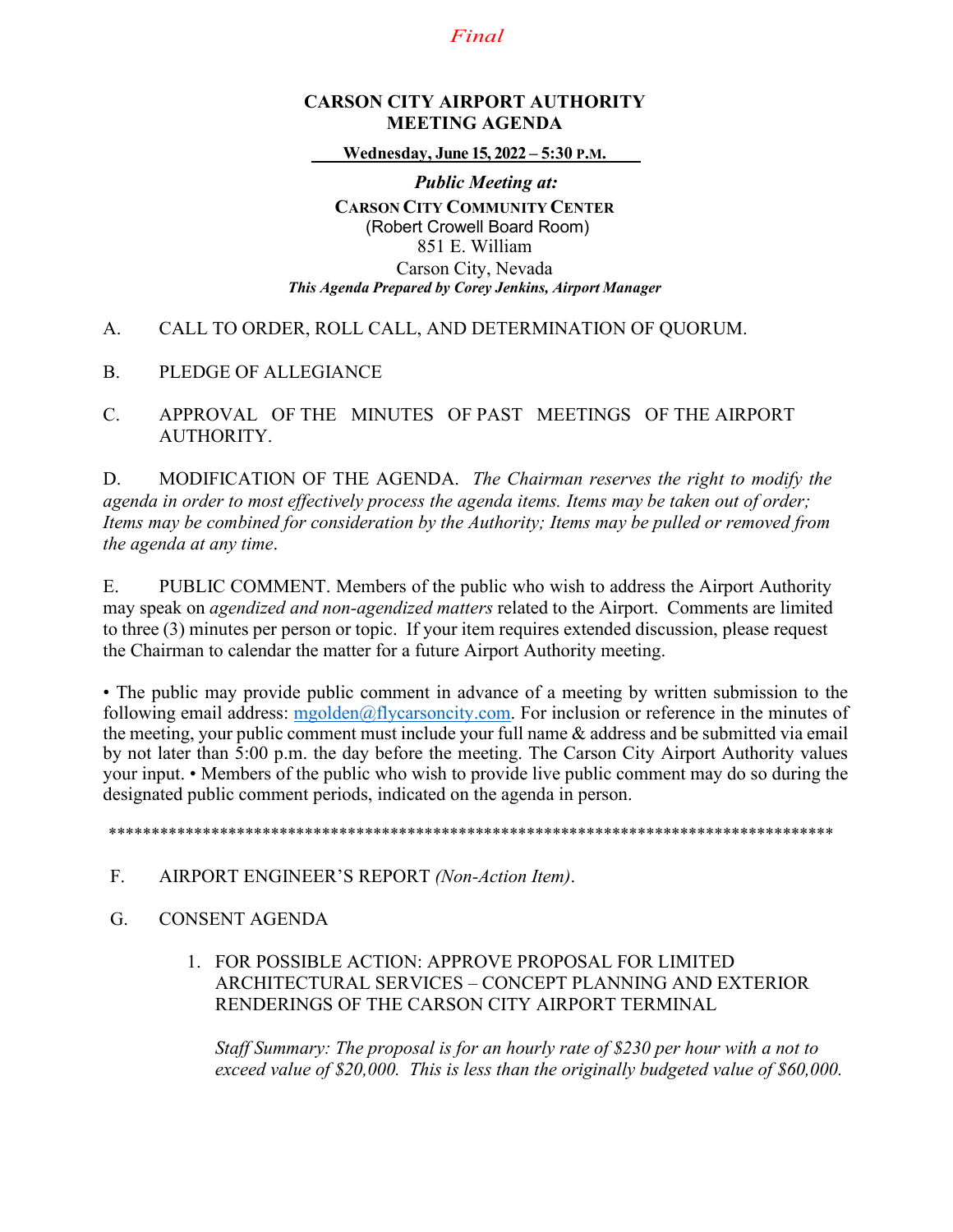*Final*

# CARSON CITY AIRPORT AUTHORITY
# MEETING AGENDA

**Wednesday, June 15, 2022 – 5:30 P.M.**

***Public Meeting at:***

**CARSON CITY COMMUNITY CENTER**
(Robert Crowell Board Room)
851 E. William
Carson City, Nevada

***This Agenda Prepared by Corey Jenkins, Airport Manager***

A. CALL TO ORDER, ROLL CALL, AND DETERMINATION OF QUORUM.

B. PLEDGE OF ALLEGIANCE

C. APPROVAL OF THE MINUTES OF PAST MEETINGS OF THE AIRPORT AUTHORITY.

D. MODIFICATION OF THE AGENDA. *The Chairman reserves the right to modify the agenda in order to most effectively process the agenda items. Items may be taken out of order; Items may be combined for consideration by the Authority; Items may be pulled or removed from the agenda at any time*.

E. PUBLIC COMMENT. Members of the public who wish to address the Airport Authority may speak on *agendized and non-agendized matters* related to the Airport. Comments are limited to three (3) minutes per person or topic. If your item requires extended discussion, please request the Chairman to calendar the matter for a future Airport Authority meeting.

• The public may provide public comment in advance of a meeting by written submission to the following email address: mgolden@flycarsoncity.com. For inclusion or reference in the minutes of the meeting, your public comment must include your full name & address and be submitted via email by not later than 5:00 p.m. the day before the meeting. The Carson City Airport Authority values your input. • Members of the public who wish to provide live public comment may do so during the designated public comment periods, indicated on the agenda in person.

*****************************************************************************************

F. AIRPORT ENGINEER'S REPORT *(Non-Action Item)*.

G. CONSENT AGENDA

1. FOR POSSIBLE ACTION: APPROVE PROPOSAL FOR LIMITED ARCHITECTURAL SERVICES – CONCEPT PLANNING AND EXTERIOR RENDERINGS OF THE CARSON CITY AIRPORT TERMINAL

   *Staff Summary: The proposal is for an hourly rate of $230 per hour with a not to exceed value of $20,000. This is less than the originally budgeted value of $60,000.*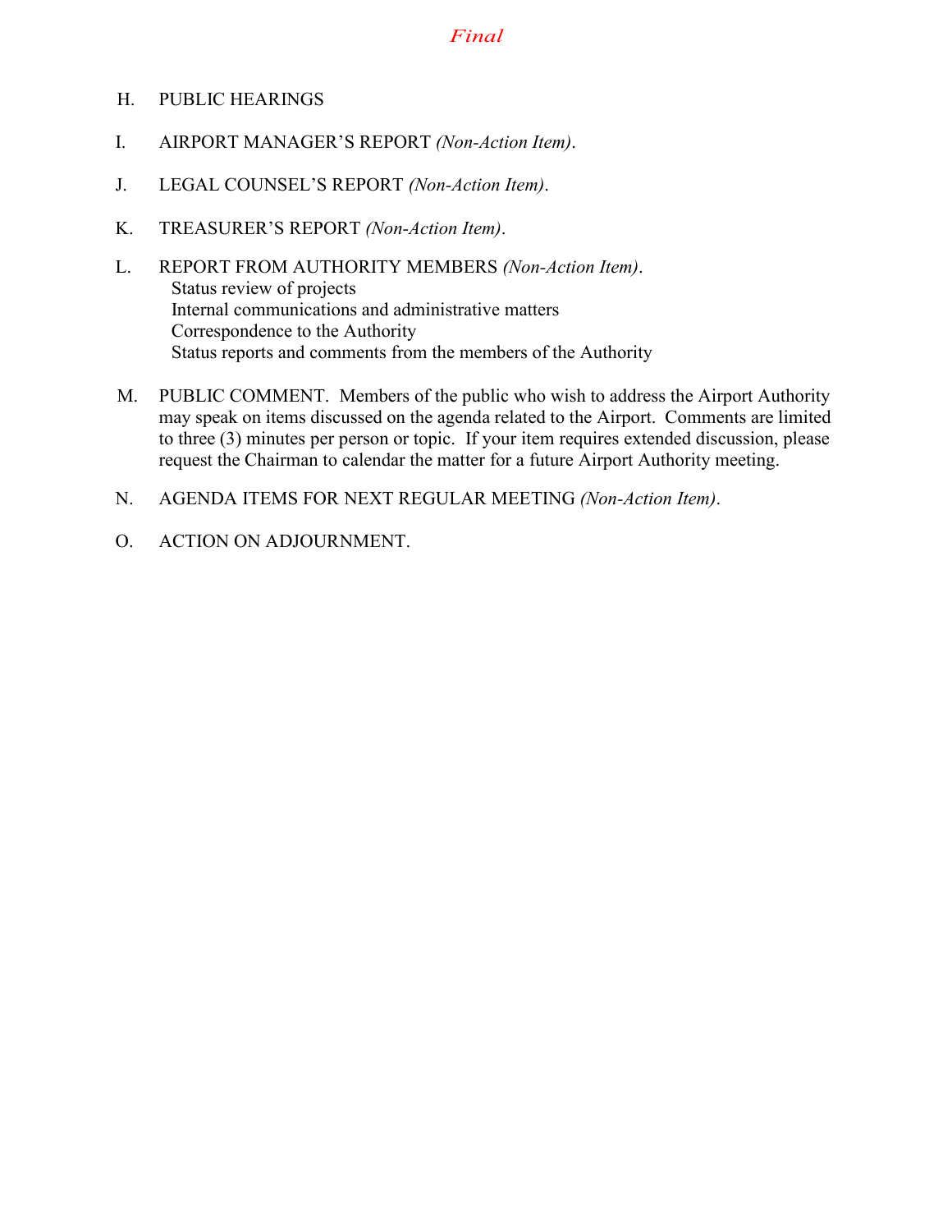*Final*

H. PUBLIC HEARINGS

I. AIRPORT MANAGER'S REPORT *(Non-Action Item)*.

J. LEGAL COUNSEL'S REPORT *(Non-Action Item)*.

K. TREASURER'S REPORT *(Non-Action Item)*.

L. REPORT FROM AUTHORITY MEMBERS *(Non-Action Item)*.
   Status review of projects
   Internal communications and administrative matters
   Correspondence to the Authority
   Status reports and comments from the members of the Authority

M. PUBLIC COMMENT. Members of the public who wish to address the Airport Authority may speak on items discussed on the agenda related to the Airport. Comments are limited to three (3) minutes per person or topic. If your item requires extended discussion, please request the Chairman to calendar the matter for a future Airport Authority meeting.

N. AGENDA ITEMS FOR NEXT REGULAR MEETING *(Non-Action Item)*.

O. ACTION ON ADJOURNMENT.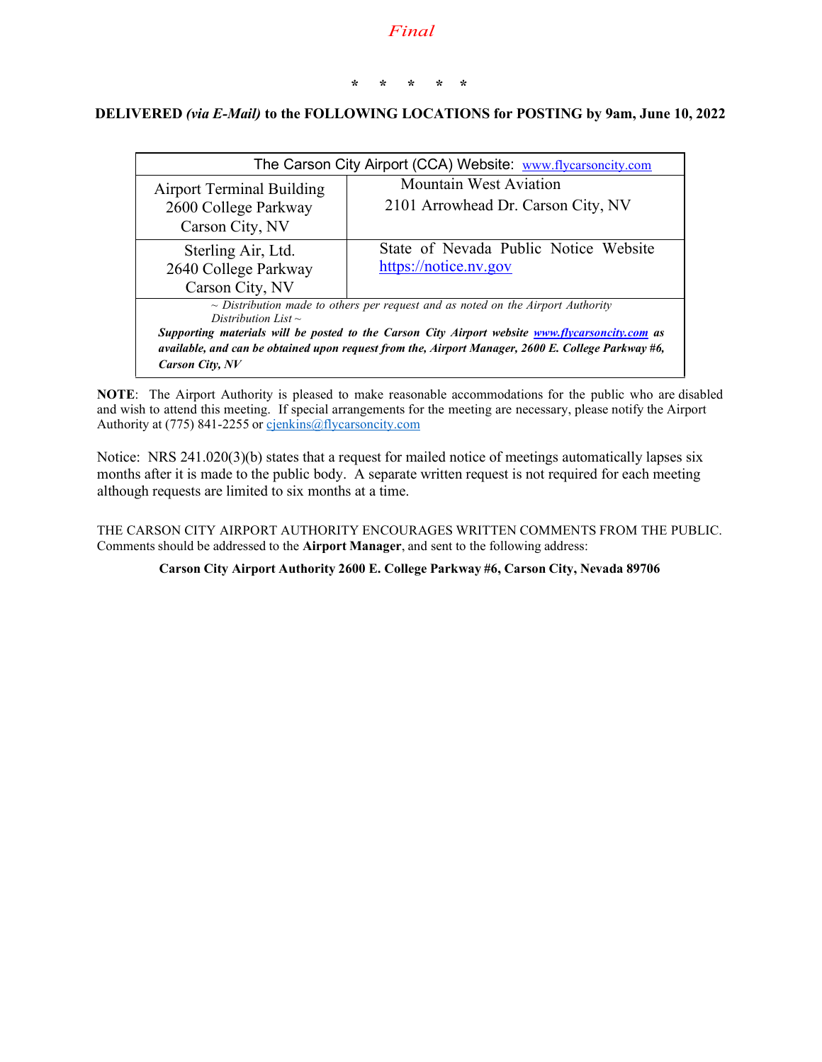*Final*

\*    \*    \*    \*    \*

**DELIVERED** ***(via E-Mail)*** **to the FOLLOWING LOCATIONS for POSTING by 9am, June 10, 2022**

| The Carson City Airport (CCA) Website: www.flycarsoncity.com | |
|---|---|
| Airport Terminal Building<br>2600 College Parkway<br>Carson City, NV | Mountain West Aviation<br>2101 Arrowhead Dr. Carson City, NV |
| Sterling Air, Ltd.<br>2640 College Parkway<br>Carson City, NV | State of Nevada Public Notice Website<br>https://notice.nv.gov |
| *~ Distribution made to others per request and as noted on the Airport Authority Distribution List ~*<br>***Supporting materials will be posted to the Carson City Airport website www.flycarsoncity.com as available, and can be obtained upon request from the, Airport Manager, 2600 E. College Parkway #6, Carson City, NV*** | |

**NOTE**: The Airport Authority is pleased to make reasonable accommodations for the public who are disabled and wish to attend this meeting. If special arrangements for the meeting are necessary, please notify the Airport Authority at (775) 841-2255 or cjenkins@flycarsoncity.com

Notice: NRS 241.020(3)(b) states that a request for mailed notice of meetings automatically lapses six months after it is made to the public body. A separate written request is not required for each meeting although requests are limited to six months at a time.

THE CARSON CITY AIRPORT AUTHORITY ENCOURAGES WRITTEN COMMENTS FROM THE PUBLIC. Comments should be addressed to the **Airport Manager**, and sent to the following address:

**Carson City Airport Authority 2600 E. College Parkway #6, Carson City, Nevada 89706**